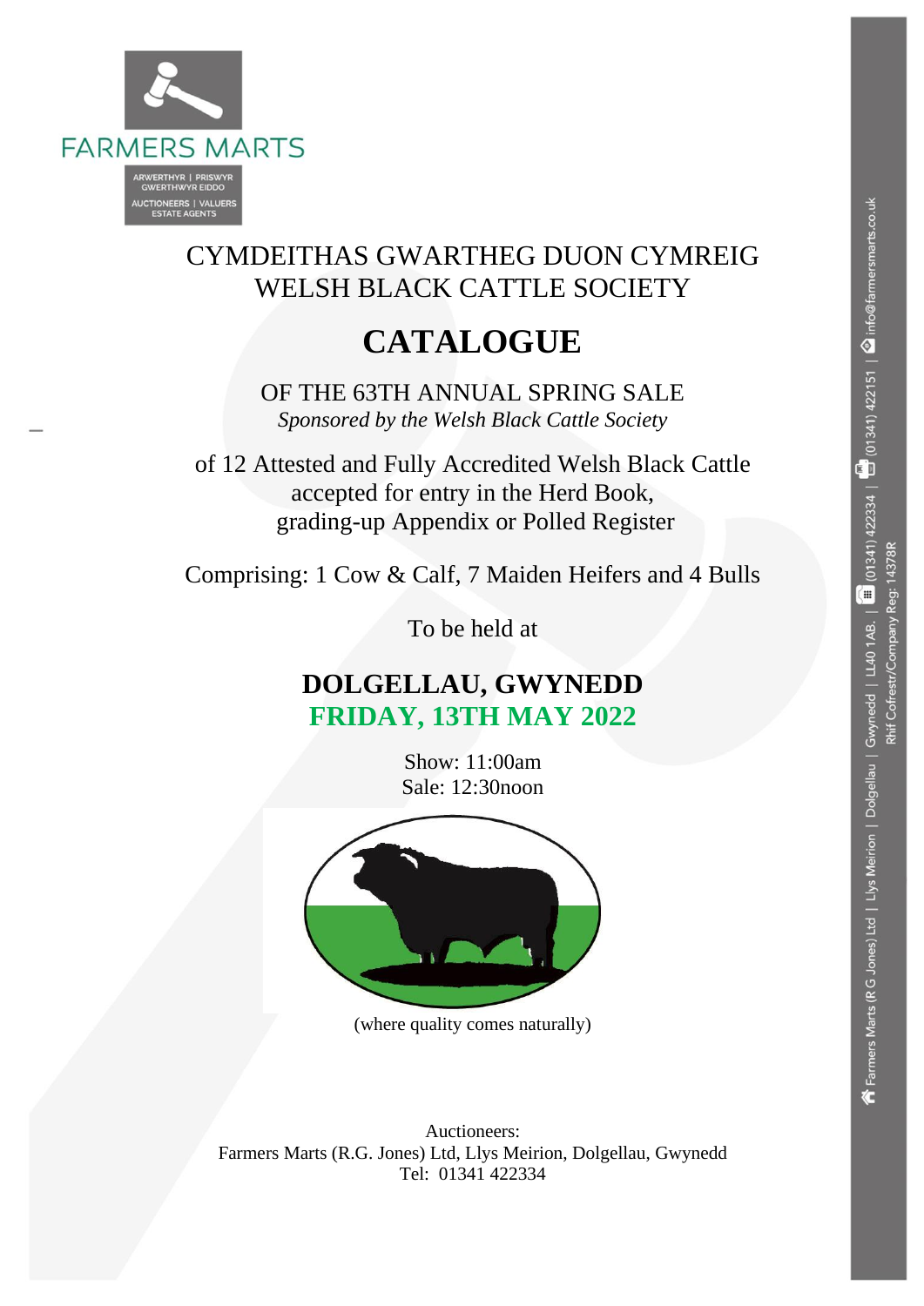FARMERS MARTS

ARWERTHYR | PRISWYR
GWERTHWYR EIDDO

AUCTIONEERS | VALUERS
ESTATE AGENTS

CYMDEITHAS GWARTHEG DUON CYMREIG
WELSH BLACK CATTLE SOCIETY

# CATALOGUE

OF THE 63TH ANNUAL SPRING SALE

*Sponsored by the Welsh Black Cattle Society*

of 12 Attested and Fully Accredited Welsh Black Cattle
accepted for entry in the Herd Book,
grading-up Appendix or Polled Register

Comprising: 1 Cow & Calf, 7 Maiden Heifers and 4 Bulls

To be held at

## DOLGELLAU, GWYNEDD
## FRIDAY, 13TH MAY 2022

Show: 11:00am
Sale: 12:30noon

(where quality comes naturally)

Auctioneers:
Farmers Marts (R.G. Jones) Ltd, Llys Meirion, Dolgellau, Gwynedd
Tel: 01341 422334

Farmers Marts (R G Jones) Ltd | Llys Meirion | Dolgellau | Gwynedd | LL40 1AB. | (01341) 422334 | (01341) 422151 | info@farmersmarts.co.uk
Rhif Cofrestr/Company Reg: 14378R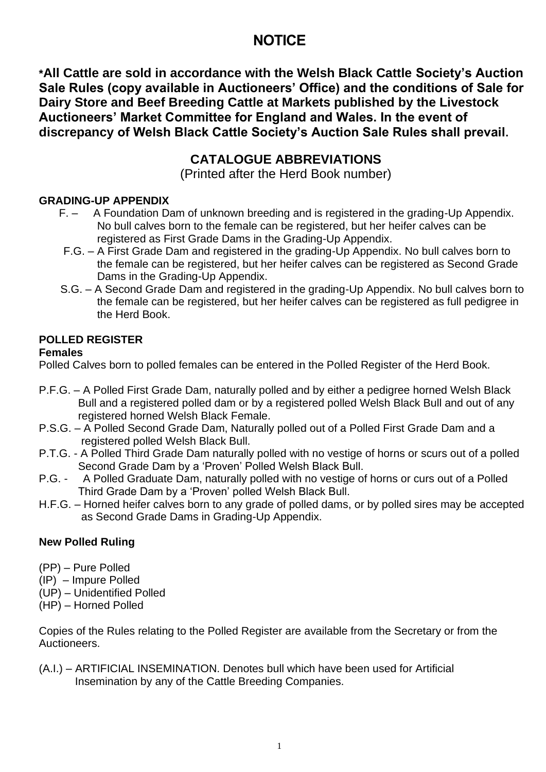# NOTICE

**\*All Cattle are sold in accordance with the Welsh Black Cattle Society's Auction Sale Rules (copy available in Auctioneers' Office) and the conditions of Sale for Dairy Store and Beef Breeding Cattle at Markets published by the Livestock Auctioneers' Market Committee for England and Wales. In the event of discrepancy of Welsh Black Cattle Society's Auction Sale Rules shall prevail.**

## CATALOGUE ABBREVIATIONS

(Printed after the Herd Book number)

### GRADING-UP APPENDIX

F. – A Foundation Dam of unknown breeding and is registered in the grading-Up Appendix. No bull calves born to the female can be registered, but her heifer calves can be registered as First Grade Dams in the Grading-Up Appendix.

F.G. – A First Grade Dam and registered in the grading-Up Appendix. No bull calves born to the female can be registered, but her heifer calves can be registered as Second Grade Dams in the Grading-Up Appendix.

S.G. – A Second Grade Dam and registered in the grading-Up Appendix. No bull calves born to the female can be registered, but her heifer calves can be registered as full pedigree in the Herd Book.

### POLLED REGISTER

**Females**

Polled Calves born to polled females can be entered in the Polled Register of the Herd Book.

P.F.G. – A Polled First Grade Dam, naturally polled and by either a pedigree horned Welsh Black Bull and a registered polled dam or by a registered polled Welsh Black Bull and out of any registered horned Welsh Black Female.

P.S.G. – A Polled Second Grade Dam, Naturally polled out of a Polled First Grade Dam and a registered polled Welsh Black Bull.

P.T.G. - A Polled Third Grade Dam naturally polled with no vestige of horns or scurs out of a polled Second Grade Dam by a 'Proven' Polled Welsh Black Bull.

P.G. - A Polled Graduate Dam, naturally polled with no vestige of horns or curs out of a Polled Third Grade Dam by a 'Proven' polled Welsh Black Bull.

H.F.G. – Horned heifer calves born to any grade of polled dams, or by polled sires may be accepted as Second Grade Dams in Grading-Up Appendix.

### New Polled Ruling

(PP) – Pure Polled
(IP) – Impure Polled
(UP) – Unidentified Polled
(HP) – Horned Polled

Copies of the Rules relating to the Polled Register are available from the Secretary or from the Auctioneers.

(A.I.) – ARTIFICIAL INSEMINATION. Denotes bull which have been used for Artificial Insemination by any of the Cattle Breeding Companies.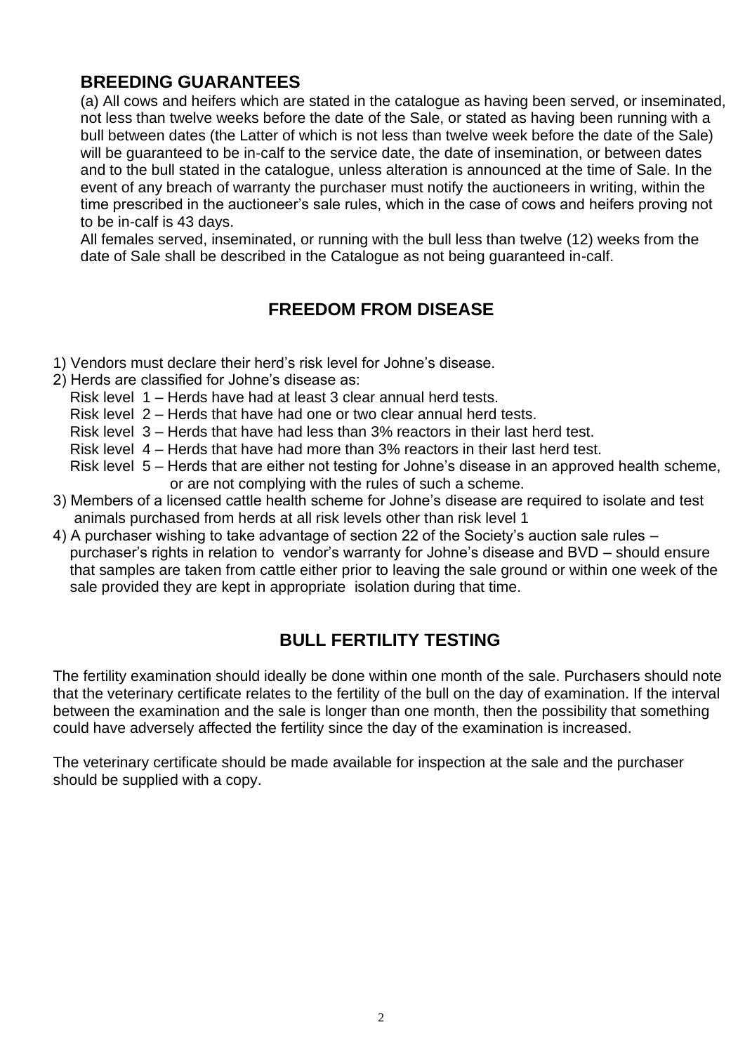## BREEDING GUARANTEES

(a) All cows and heifers which are stated in the catalogue as having been served, or inseminated, not less than twelve weeks before the date of the Sale, or stated as having been running with a bull between dates (the Latter of which is not less than twelve week before the date of the Sale) will be guaranteed to be in-calf to the service date, the date of insemination, or between dates and to the bull stated in the catalogue, unless alteration is announced at the time of Sale. In the event of any breach of warranty the purchaser must notify the auctioneers in writing, within the time prescribed in the auctioneer's sale rules, which in the case of cows and heifers proving not to be in-calf is 43 days.

All females served, inseminated, or running with the bull less than twelve (12) weeks from the date of Sale shall be described in the Catalogue as not being guaranteed in-calf.

## FREEDOM FROM DISEASE

1) Vendors must declare their herd's risk level for Johne's disease.
2) Herds are classified for Johne's disease as:
   - Risk level 1 – Herds have had at least 3 clear annual herd tests.
   - Risk level 2 – Herds that have had one or two clear annual herd tests.
   - Risk level 3 – Herds that have had less than 3% reactors in their last herd test.
   - Risk level 4 – Herds that have had more than 3% reactors in their last herd test.
   - Risk level 5 – Herds that are either not testing for Johne's disease in an approved health scheme, or are not complying with the rules of such a scheme.
3) Members of a licensed cattle health scheme for Johne's disease are required to isolate and test animals purchased from herds at all risk levels other than risk level 1
4) A purchaser wishing to take advantage of section 22 of the Society's auction sale rules – purchaser's rights in relation to vendor's warranty for Johne's disease and BVD – should ensure that samples are taken from cattle either prior to leaving the sale ground or within one week of the sale provided they are kept in appropriate isolation during that time.

## BULL FERTILITY TESTING

The fertility examination should ideally be done within one month of the sale. Purchasers should note that the veterinary certificate relates to the fertility of the bull on the day of examination. If the interval between the examination and the sale is longer than one month, then the possibility that something could have adversely affected the fertility since the day of the examination is increased.

The veterinary certificate should be made available for inspection at the sale and the purchaser should be supplied with a copy.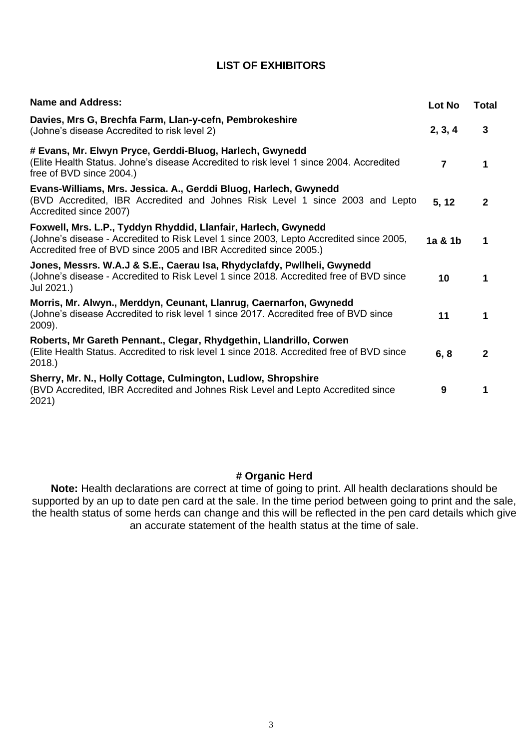## LIST OF EXHIBITORS

| Name and Address: | Lot No | Total |
|---|---|---|
| **Davies, Mrs G, Brechfa Farm, Llan-y-cefn, Pembrokeshire**<br>(Johne's disease Accredited to risk level 2) | **2, 3, 4** | **3** |
| **# Evans, Mr. Elwyn Pryce, Gerddi-Bluog, Harlech, Gwynedd**<br>(Elite Health Status. Johne's disease Accredited to risk level 1 since 2004. Accredited free of BVD since 2004.) | **7** | **1** |
| **Evans-Williams, Mrs. Jessica. A., Gerddi Bluog, Harlech, Gwynedd**<br>(BVD Accredited, IBR Accredited and Johnes Risk Level 1 since 2003 and Lepto Accredited since 2007) | **5, 12** | **2** |
| **Foxwell, Mrs. L.P., Tyddyn Rhyddid, Llanfair, Harlech, Gwynedd**<br>(Johne's disease - Accredited to Risk Level 1 since 2003, Lepto Accredited since 2005, Accredited free of BVD since 2005 and IBR Accredited since 2005.) | **1a & 1b** | **1** |
| **Jones, Messrs. W.A.J & S.E., Caerau Isa, Rhydyclafdy, Pwllheli, Gwynedd**<br>(Johne's disease - Accredited to Risk Level 1 since 2018. Accredited free of BVD since Jul 2021.) | **10** | **1** |
| **Morris, Mr. Alwyn., Merddyn, Ceunant, Llanrug, Caernarfon, Gwynedd**<br>(Johne's disease Accredited to risk level 1 since 2017. Accredited free of BVD since 2009). | **11** | **1** |
| **Roberts, Mr Gareth Pennant., Clegar, Rhydgethin, Llandrillo, Corwen**<br>(Elite Health Status. Accredited to risk level 1 since 2018. Accredited free of BVD since 2018.) | **6, 8** | **2** |
| **Sherry, Mr. N., Holly Cottage, Culmington, Ludlow, Shropshire**<br>(BVD Accredited, IBR Accredited and Johnes Risk Level and Lepto Accredited since 2021) | **9** | **1** |

**# Organic Herd**

**Note:** Health declarations are correct at time of going to print. All health declarations should be supported by an up to date pen card at the sale. In the time period between going to print and the sale, the health status of some herds can change and this will be reflected in the pen card details which give an accurate statement of the health status at the time of sale.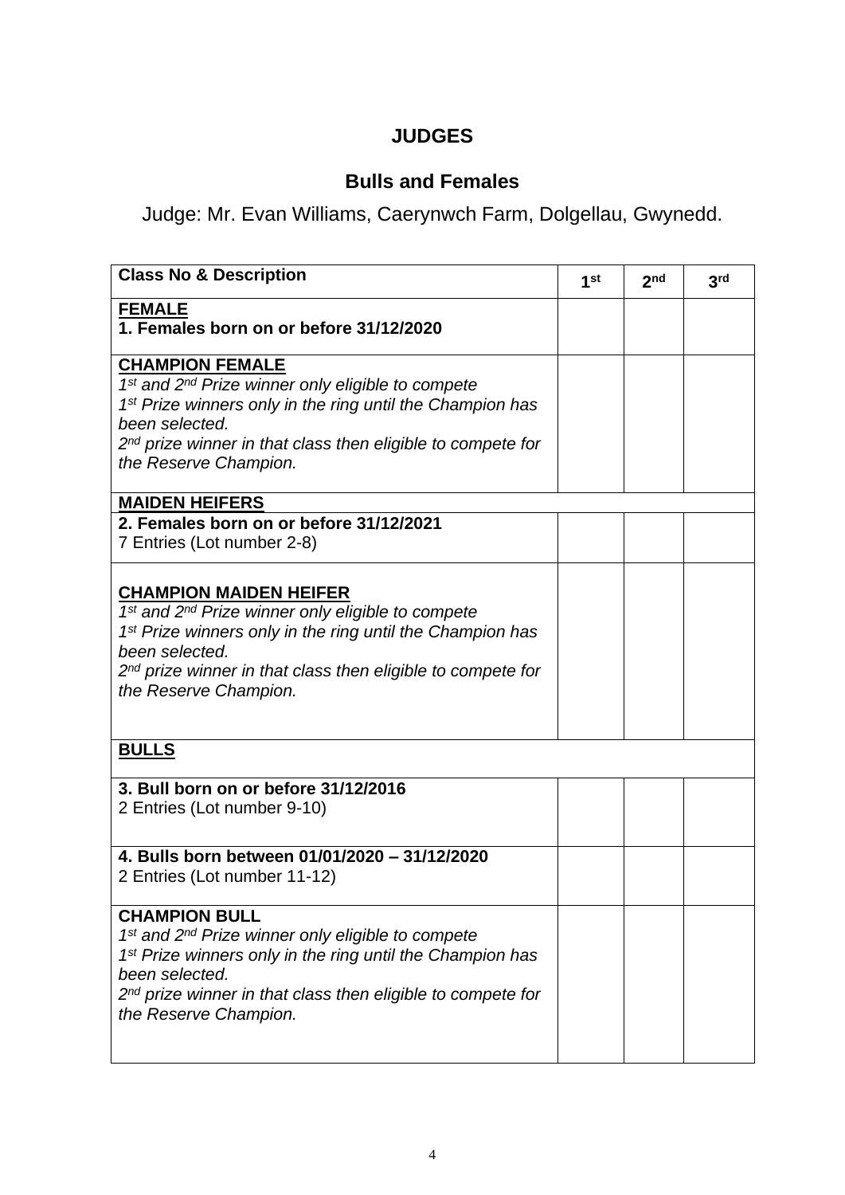# JUDGES

## Bulls and Females

Judge: Mr. Evan Williams, Caerynwch Farm, Dolgellau, Gwynedd.

| Class No & Description | 1st | 2nd | 3rd |
|---|---|---|---|
| **FEMALE**<br>**1. Females born on or before 31/12/2020** | | | |
| **CHAMPION FEMALE**<br>*1st and 2nd Prize winner only eligible to compete*<br>*1st Prize winners only in the ring until the Champion has been selected.*<br>*2nd prize winner in that class then eligible to compete for the Reserve Champion.* | | | |
| **MAIDEN HEIFERS** | | | |
| **2. Females born on or before 31/12/2021**<br>7 Entries (Lot number 2-8) | | | |
| **CHAMPION MAIDEN HEIFER**<br>*1st and 2nd Prize winner only eligible to compete*<br>*1st Prize winners only in the ring until the Champion has been selected.*<br>*2nd prize winner in that class then eligible to compete for the Reserve Champion.* | | | |
| **BULLS** | | | |
| **3. Bull born on or before 31/12/2016**<br>2 Entries (Lot number 9-10) | | | |
| **4. Bulls born between 01/01/2020 – 31/12/2020**<br>2 Entries (Lot number 11-12) | | | |
| **CHAMPION BULL**<br>*1st and 2nd Prize winner only eligible to compete*<br>*1st Prize winners only in the ring until the Champion has been selected.*<br>*2nd prize winner in that class then eligible to compete for the Reserve Champion.* | | | |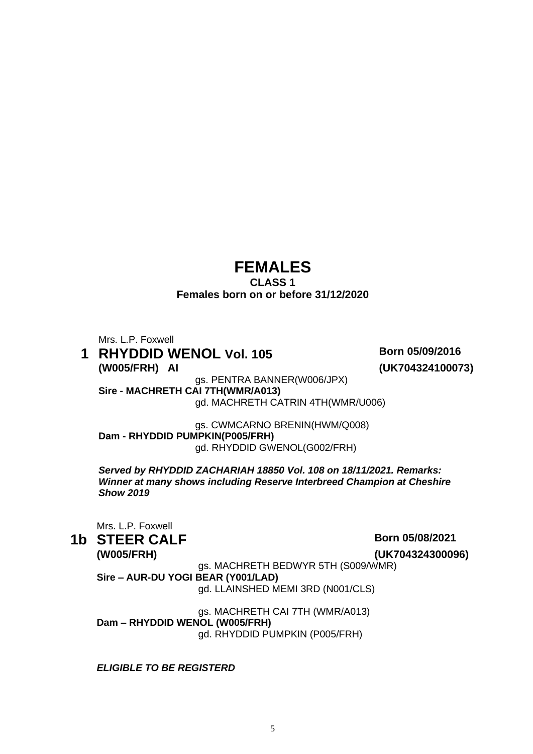# FEMALES

## CLASS 1

**Females born on or before 31/12/2020**

Mrs. L.P. Foxwell

**1 RHYDDID WENOL Vol. 105** **Born 05/09/2016**
**(W005/FRH) AI** **(UK704324100073)**

gs. PENTRA BANNER(W006/JPX)
**Sire - MACHRETH CAI 7TH(WMR/A013)**
gd. MACHRETH CATRIN 4TH(WMR/U006)

gs. CWMCARNO BRENIN(HWM/Q008)
**Dam - RHYDDID PUMPKIN(P005/FRH)**
gd. RHYDDID GWENOL(G002/FRH)

***Served by RHYDDID ZACHARIAH 18850 Vol. 108 on 18/11/2021. Remarks: Winner at many shows including Reserve Interbreed Champion at Cheshire Show 2019***

Mrs. L.P. Foxwell

**1b STEER CALF** **Born 05/08/2021**
**(W005/FRH)** **(UK704324300096)**

gs. MACHRETH BEDWYR 5TH (S009/WMR)
**Sire – AUR-DU YOGI BEAR (Y001/LAD)**
gd. LLAINSHED MEMI 3RD (N001/CLS)

gs. MACHRETH CAI 7TH (WMR/A013)
**Dam – RHYDDID WENOL (W005/FRH)**
gd. RHYDDID PUMPKIN (P005/FRH)

***ELIGIBLE TO BE REGISTERD***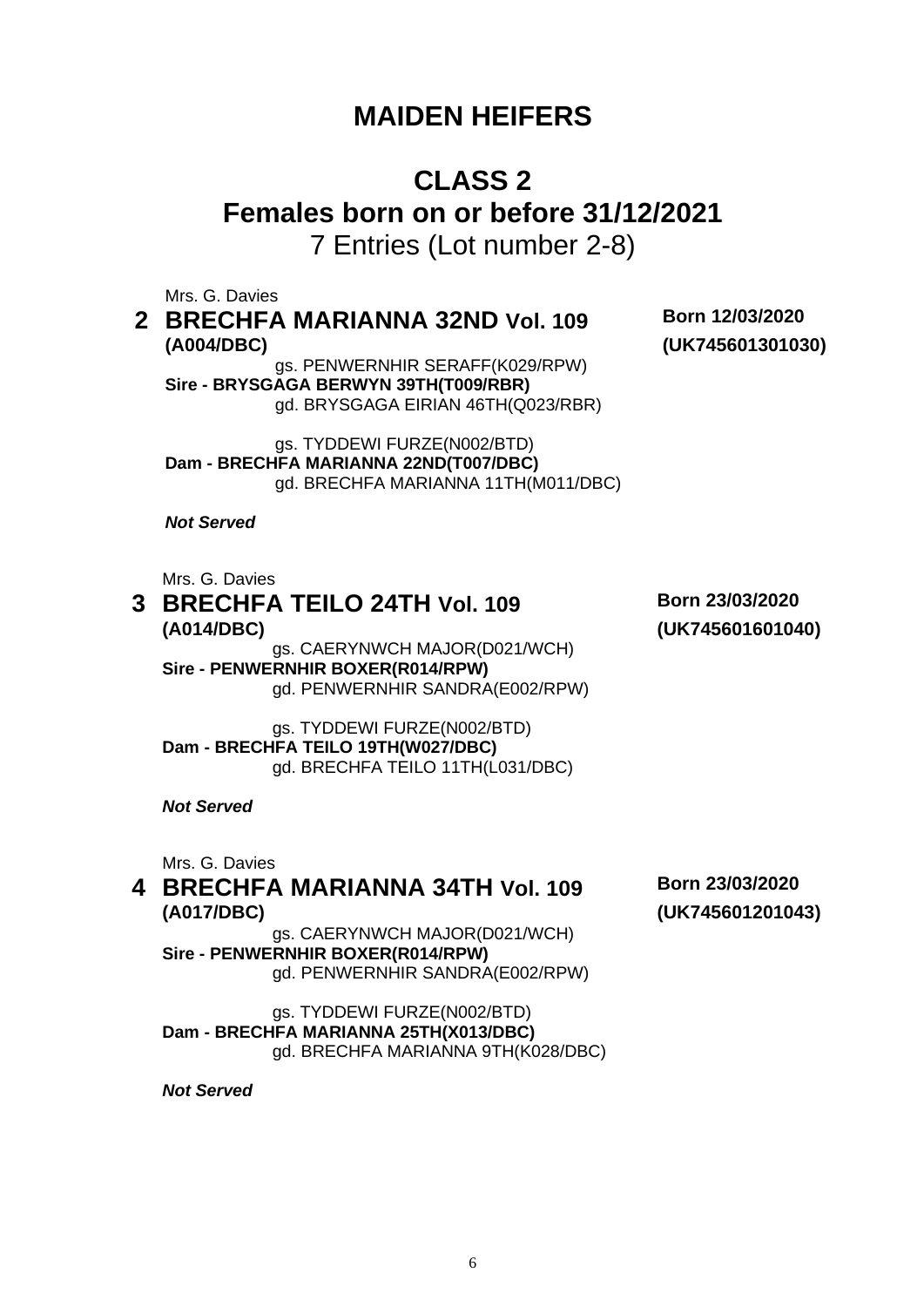# MAIDEN HEIFERS

## CLASS 2
## Females born on or before 31/12/2021

7 Entries (Lot number 2-8)

Mrs. G. Davies

### 2 BRECHFA MARIANNA 32ND Vol. 109 (A004/DBC)

**Born 12/03/2020**
**(UK745601301030)**

gs. PENWERNHIR SERAFF(K029/RPW)
**Sire - BRYSGAGA BERWYN 39TH(T009/RBR)**
gd. BRYSGAGA EIRIAN 46TH(Q023/RBR)

gs. TYDDEWI FURZE(N002/BTD)
**Dam - BRECHFA MARIANNA 22ND(T007/DBC)**
gd. BRECHFA MARIANNA 11TH(M011/DBC)

***Not Served***

Mrs. G. Davies

### 3 BRECHFA TEILO 24TH Vol. 109 (A014/DBC)

**Born 23/03/2020**
**(UK745601601040)**

gs. CAERYNWCH MAJOR(D021/WCH)
**Sire - PENWERNHIR BOXER(R014/RPW)**
gd. PENWERNHIR SANDRA(E002/RPW)

gs. TYDDEWI FURZE(N002/BTD)
**Dam - BRECHFA TEILO 19TH(W027/DBC)**
gd. BRECHFA TEILO 11TH(L031/DBC)

***Not Served***

Mrs. G. Davies

### 4 BRECHFA MARIANNA 34TH Vol. 109 (A017/DBC)

**Born 23/03/2020**
**(UK745601201043)**

gs. CAERYNWCH MAJOR(D021/WCH)
**Sire - PENWERNHIR BOXER(R014/RPW)**
gd. PENWERNHIR SANDRA(E002/RPW)

gs. TYDDEWI FURZE(N002/BTD)
**Dam - BRECHFA MARIANNA 25TH(X013/DBC)**
gd. BRECHFA MARIANNA 9TH(K028/DBC)

***Not Served***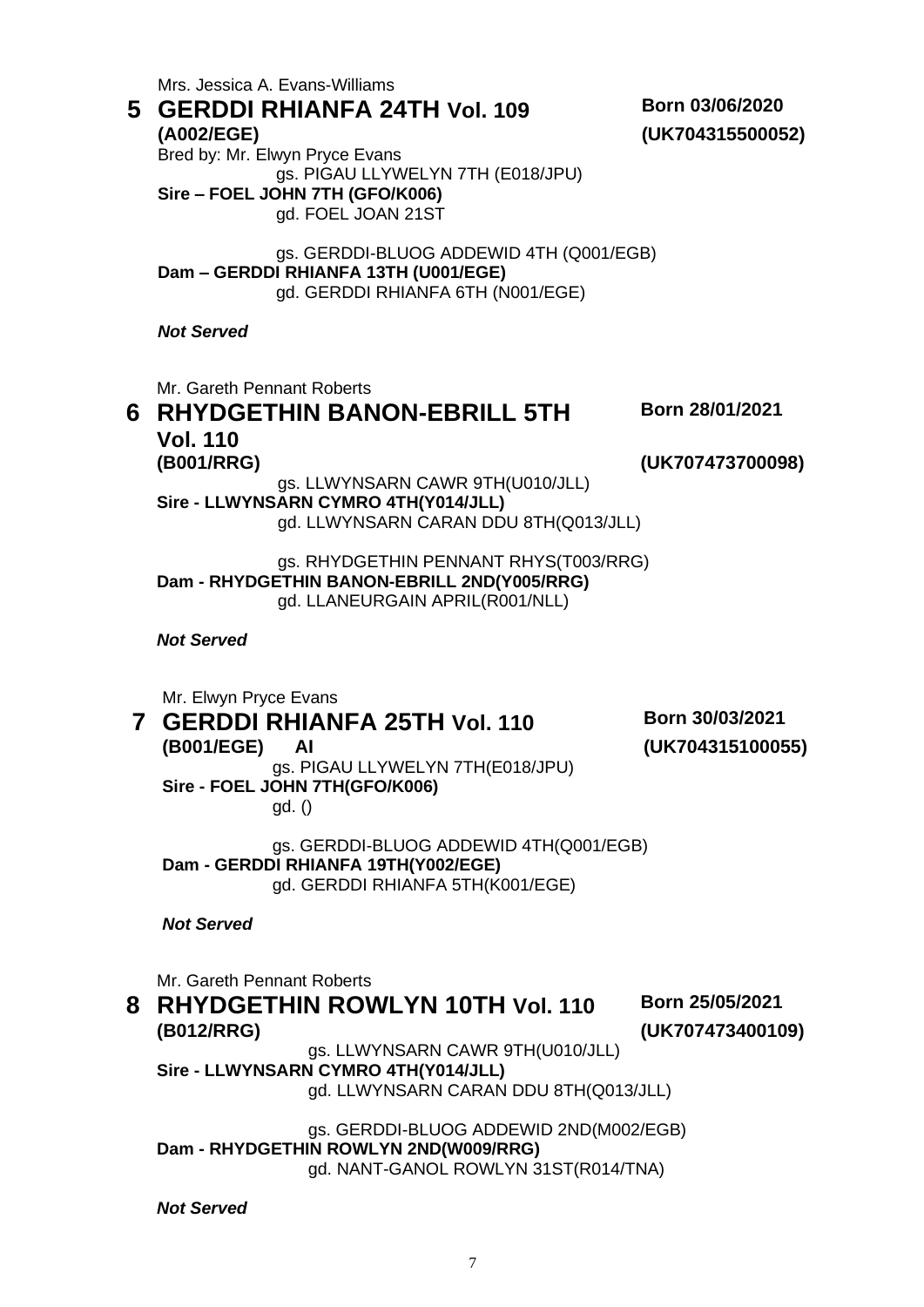Mrs. Jessica A. Evans-Williams

## 5 GERDDI RHIANFA 24TH Vol. 109

**Born 03/06/2020**

**(A002/EGE)** **(UK704315500052)**

Bred by: Mr. Elwyn Pryce Evans

gs. PIGAU LLYWELYN 7TH (E018/JPU)
**Sire – FOEL JOHN 7TH (GFO/K006)**
gd. FOEL JOAN 21ST

gs. GERDDI-BLUOG ADDEWID 4TH (Q001/EGB)
**Dam – GERDDI RHIANFA 13TH (U001/EGE)**
gd. GERDDI RHIANFA 6TH (N001/EGE)

***Not Served***

Mr. Gareth Pennant Roberts

## 6 RHYDGETHIN BANON-EBRILL 5TH Vol. 110

**Born 28/01/2021**

**(B001/RRG)** **(UK707473700098)**

gs. LLWYNSARN CAWR 9TH(U010/JLL)
**Sire - LLWYNSARN CYMRO 4TH(Y014/JLL)**
gd. LLWYNSARN CARAN DDU 8TH(Q013/JLL)

gs. RHYDGETHIN PENNANT RHYS(T003/RRG)
**Dam - RHYDGETHIN BANON-EBRILL 2ND(Y005/RRG)**
gd. LLANEURGAIN APRIL(R001/NLL)

***Not Served***

Mr. Elwyn Pryce Evans

## 7 GERDDI RHIANFA 25TH Vol. 110

**Born 30/03/2021**

**(B001/EGE) AI** **(UK704315100055)**

gs. PIGAU LLYWELYN 7TH(E018/JPU)
**Sire - FOEL JOHN 7TH(GFO/K006)**
gd. ()

gs. GERDDI-BLUOG ADDEWID 4TH(Q001/EGB)
**Dam - GERDDI RHIANFA 19TH(Y002/EGE)**
gd. GERDDI RHIANFA 5TH(K001/EGE)

***Not Served***

Mr. Gareth Pennant Roberts

## 8 RHYDGETHIN ROWLYN 10TH Vol. 110

**Born 25/05/2021**

**(B012/RRG)** **(UK707473400109)**

gs. LLWYNSARN CAWR 9TH(U010/JLL)
**Sire - LLWYNSARN CYMRO 4TH(Y014/JLL)**
gd. LLWYNSARN CARAN DDU 8TH(Q013/JLL)

gs. GERDDI-BLUOG ADDEWID 2ND(M002/EGB)
**Dam - RHYDGETHIN ROWLYN 2ND(W009/RRG)**
gd. NANT-GANOL ROWLYN 31ST(R014/TNA)

***Not Served***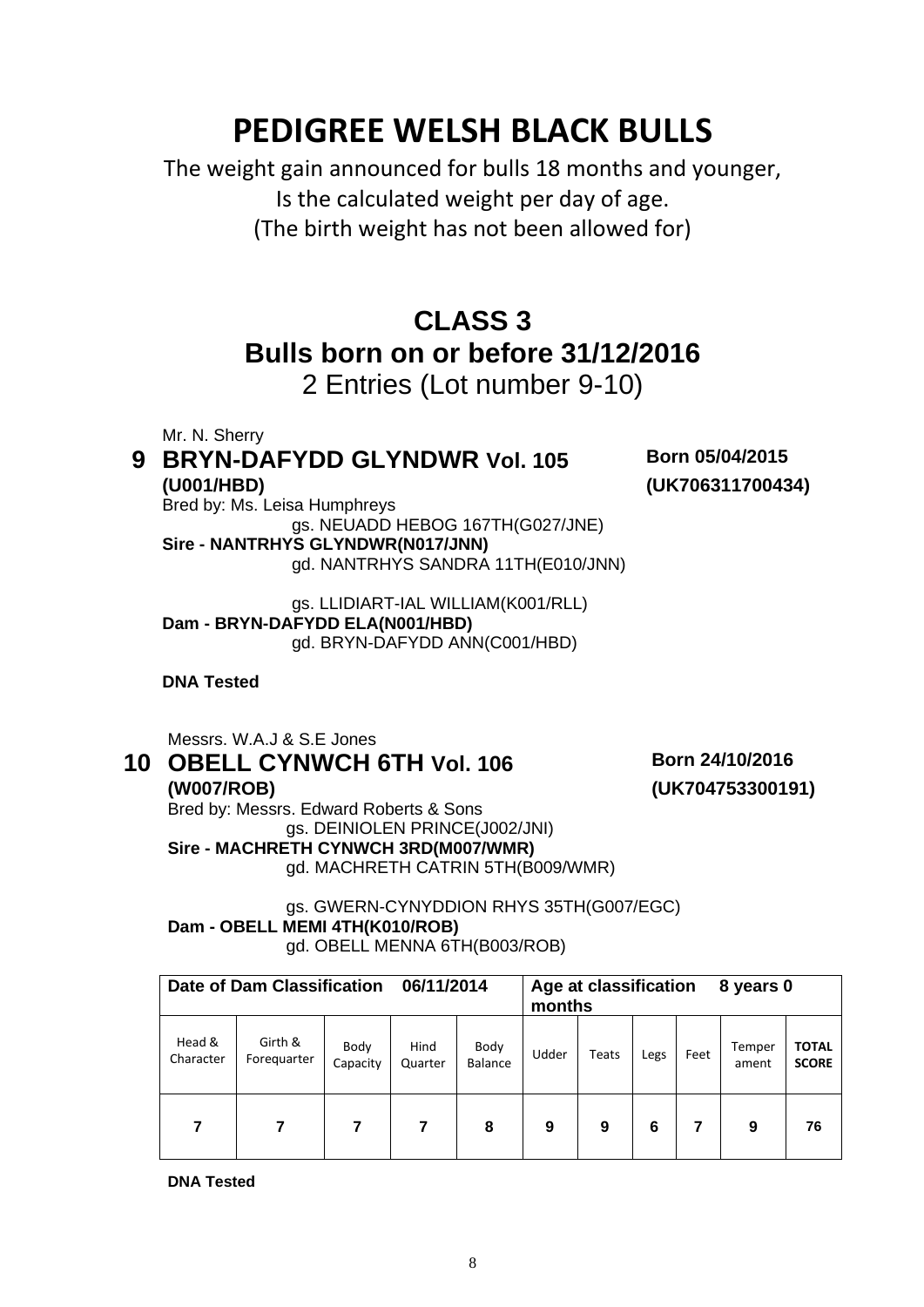# PEDIGREE WELSH BLACK BULLS

The weight gain announced for bulls 18 months and younger,
Is the calculated weight per day of age.
(The birth weight has not been allowed for)

## CLASS 3
## Bulls born on or before 31/12/2016

2 Entries (Lot number 9-10)

Mr. N. Sherry

### 9 BRYN-DAFYDD GLYNDWR Vol. 105 (U001/HBD)

**Born 05/04/2015**
**(UK706311700434)**

Bred by: Ms. Leisa Humphreys

gs. NEUADD HEBOG 167TH(G027/JNE)
**Sire - NANTRHYS GLYNDWR(N017/JNN)**
gd. NANTRHYS SANDRA 11TH(E010/JNN)

gs. LLIDIART-IAL WILLIAM(K001/RLL)
**Dam - BRYN-DAFYDD ELA(N001/HBD)**
gd. BRYN-DAFYDD ANN(C001/HBD)

**DNA Tested**

Messrs. W.A.J & S.E Jones

### 10 OBELL CYNWCH 6TH Vol. 106 (W007/ROB)

**Born 24/10/2016**
**(UK704753300191)**

Bred by: Messrs. Edward Roberts & Sons

gs. DEINIOLEN PRINCE(J002/JNI)
**Sire - MACHRETH CYNWCH 3RD(M007/WMR)**
gd. MACHRETH CATRIN 5TH(B009/WMR)

gs. GWERN-CYNYDDION RHYS 35TH(G007/EGC)
**Dam - OBELL MEMI 4TH(K010/ROB)**
gd. OBELL MENNA 6TH(B003/ROB)

| **Date of Dam Classification 06/11/2014** | | | | | **Age at classification 8 years 0 months** | | | | | |
|---|---|---|---|---|---|---|---|---|---|---|
| Head & Character | Girth & Forequarter | Body Capacity | Hind Quarter | Body Balance | Udder | Teats | Legs | Feet | Temperament | **TOTAL SCORE** |
| **7** | **7** | **7** | **7** | **8** | **9** | **9** | **6** | **7** | **9** | **76** |

**DNA Tested**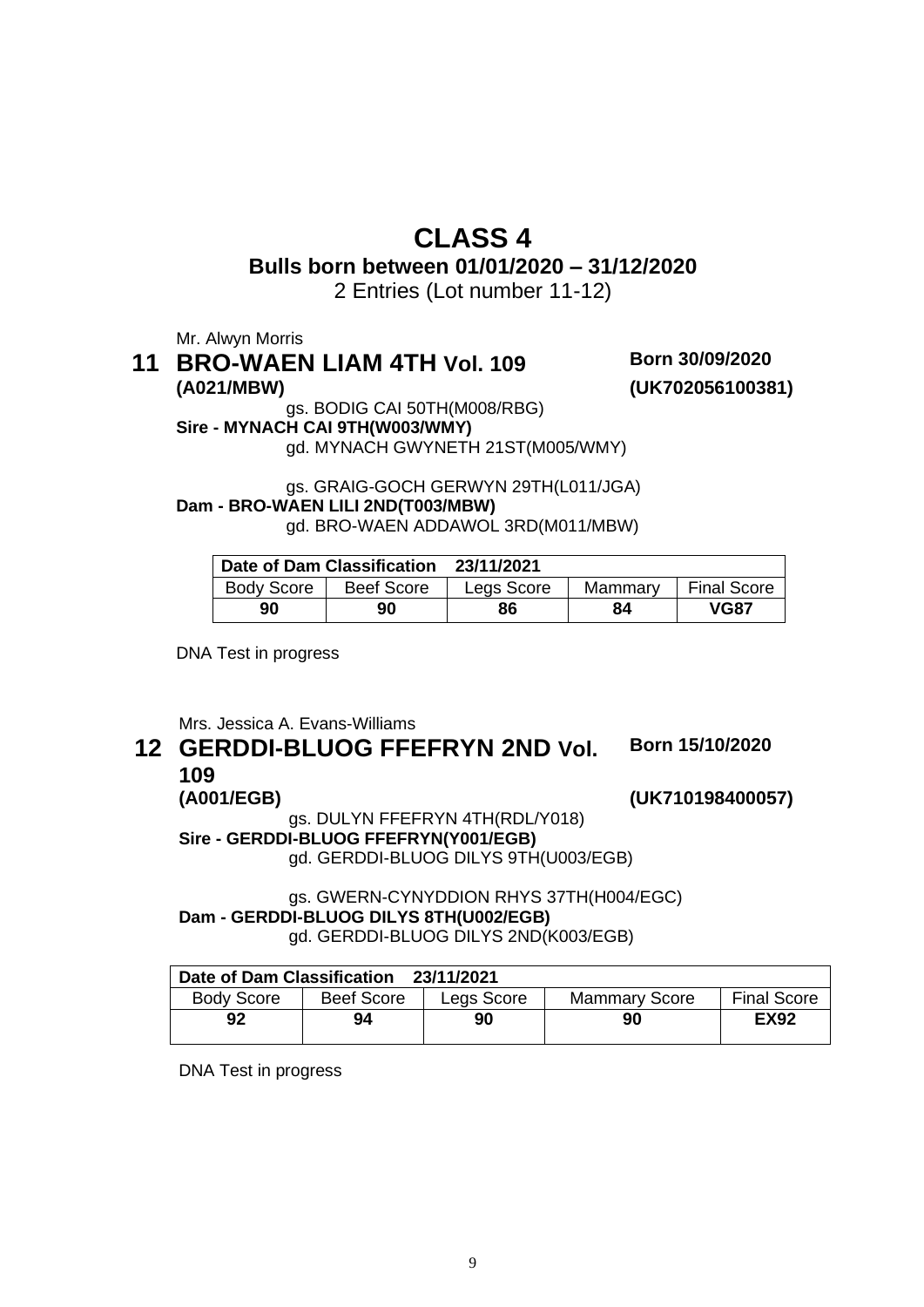# CLASS 4

## Bulls born between 01/01/2020 – 31/12/2020

2 Entries (Lot number 11-12)

Mr. Alwyn Morris

### 11 BRO-WAEN LIAM 4TH Vol. 109 (A021/MBW)

**Born 30/09/2020**
**(UK702056100381)**

gs. BODIG CAI 50TH(M008/RBG)
**Sire - MYNACH CAI 9TH(W003/WMY)**
gd. MYNACH GWYNETH 21ST(M005/WMY)

gs. GRAIG-GOCH GERWYN 29TH(L011/JGA)
**Dam - BRO-WAEN LILI 2ND(T003/MBW)**
gd. BRO-WAEN ADDAWOL 3RD(M011/MBW)

| Date of Dam Classification 23/11/2021 | | | | |
|---|---|---|---|---|
| Body Score | Beef Score | Legs Score | Mammary | Final Score |
| **90** | **90** | **86** | **84** | **VG87** |

DNA Test in progress

Mrs. Jessica A. Evans-Williams

### 12 GERDDI-BLUOG FFEFRYN 2ND Vol. 109 (A001/EGB)

**Born 15/10/2020**
**(UK710198400057)**

gs. DULYN FFEFRYN 4TH(RDL/Y018)
**Sire - GERDDI-BLUOG FFEFRYN(Y001/EGB)**
gd. GERDDI-BLUOG DILYS 9TH(U003/EGB)

gs. GWERN-CYNYDDION RHYS 37TH(H004/EGC)
**Dam - GERDDI-BLUOG DILYS 8TH(U002/EGB)**
gd. GERDDI-BLUOG DILYS 2ND(K003/EGB)

| Date of Dam Classification 23/11/2021 | | | | |
|---|---|---|---|---|
| Body Score | Beef Score | Legs Score | Mammary Score | Final Score |
| **92** | **94** | **90** | **90** | **EX92** |

DNA Test in progress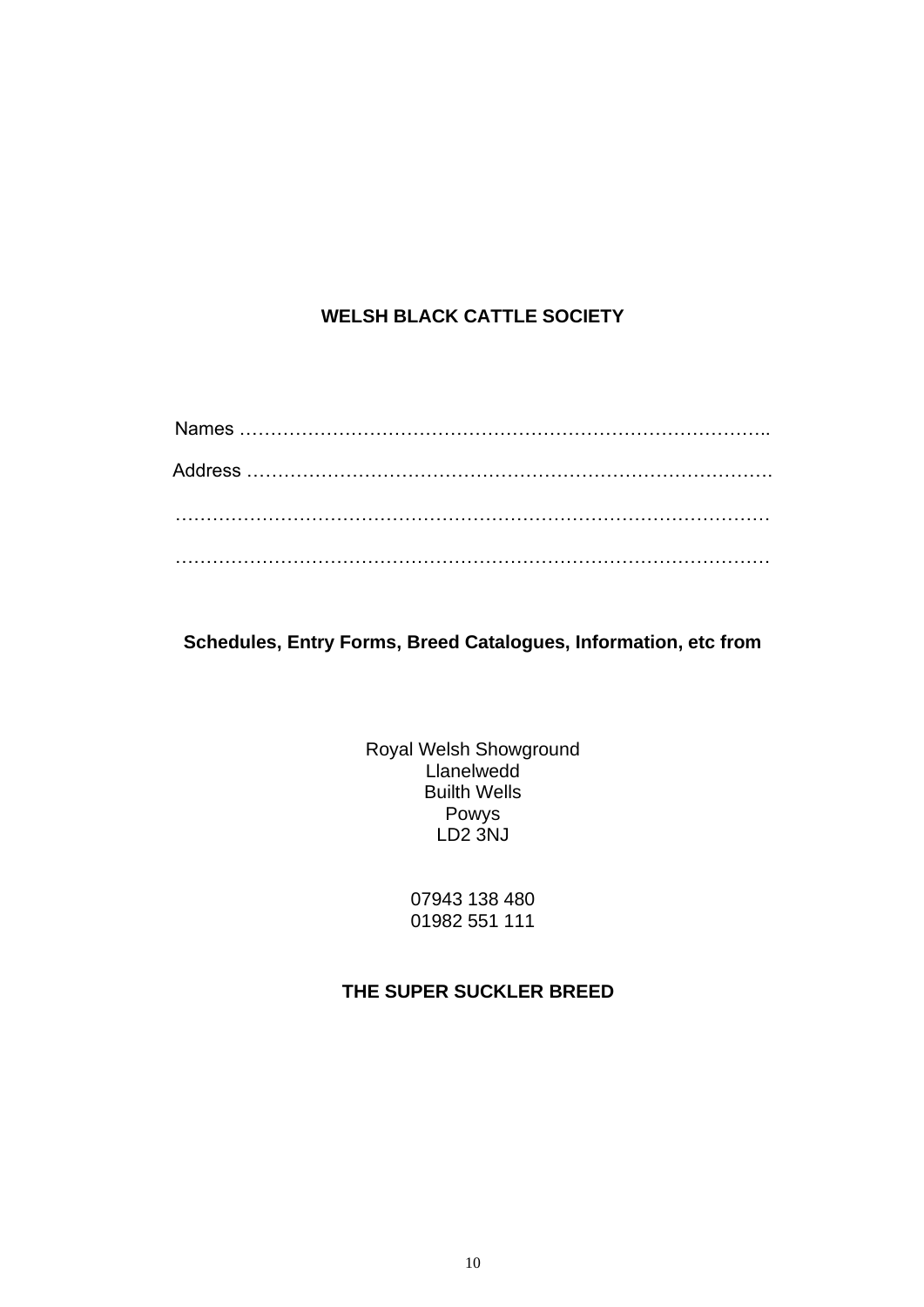**WELSH BLACK CATTLE SOCIETY**

Names …………………………………………………………………………..

Address ………………………………………………………………………….

…………………………………………………………………………………….

…………………………………………………………………………………….

**Schedules, Entry Forms, Breed Catalogues, Information, etc from**

Royal Welsh Showground
Llanelwedd
Builth Wells
Powys
LD2 3NJ

07943 138 480
01982 551 111

**THE SUPER SUCKLER BREED**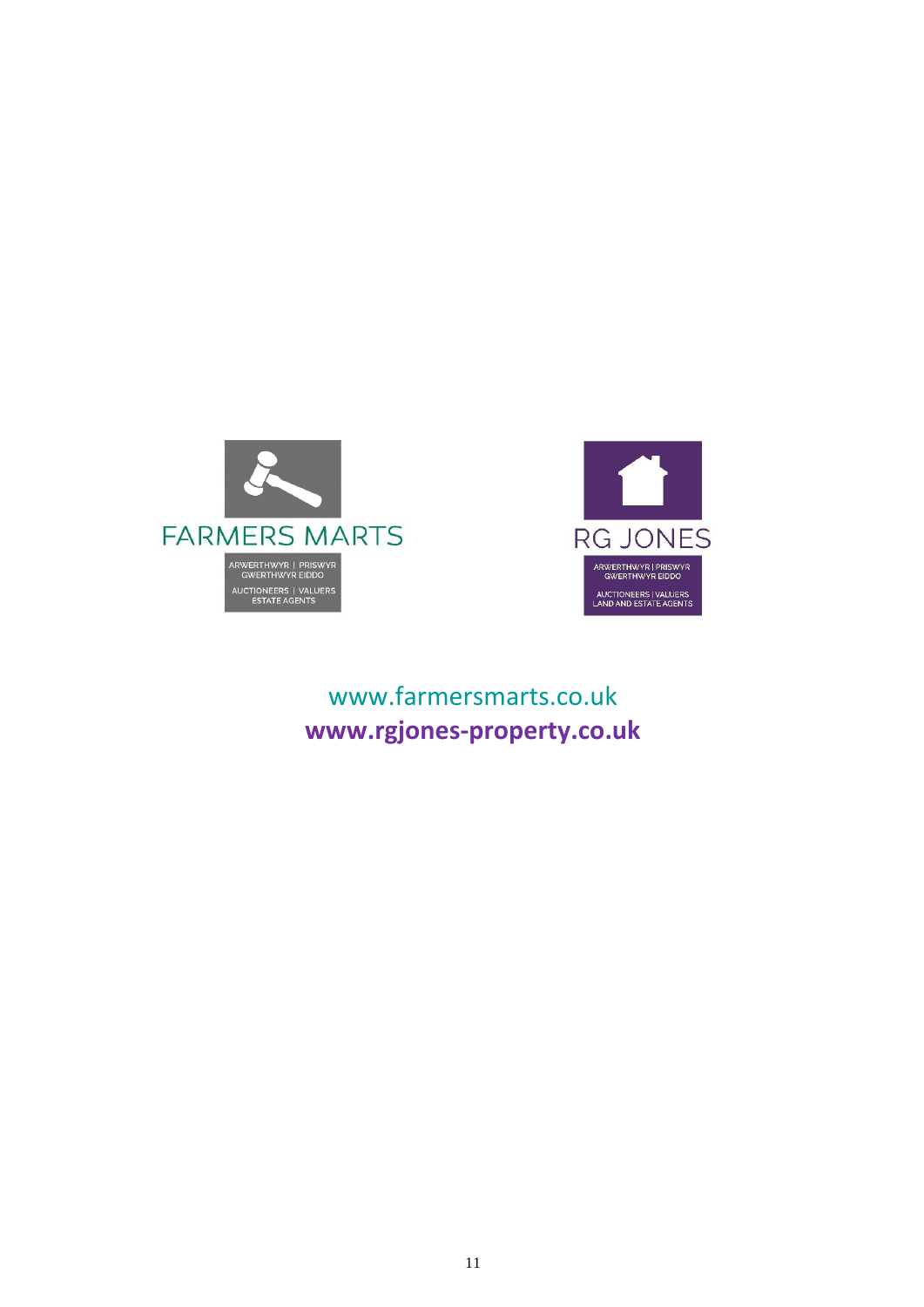FARMERS MARTS

ARWERTHWYR | PRISWYR
GWERTHWYR EIDDO

AUCTIONEERS | VALUERS
ESTATE AGENTS

RG JONES

ARWERTHWYR | PRISWYR
GWERTHWYR EIDDO

AUCTIONEERS | VALUERS
LAND AND ESTATE AGENTS

www.farmersmarts.co.uk

**www.rgjones-property.co.uk**